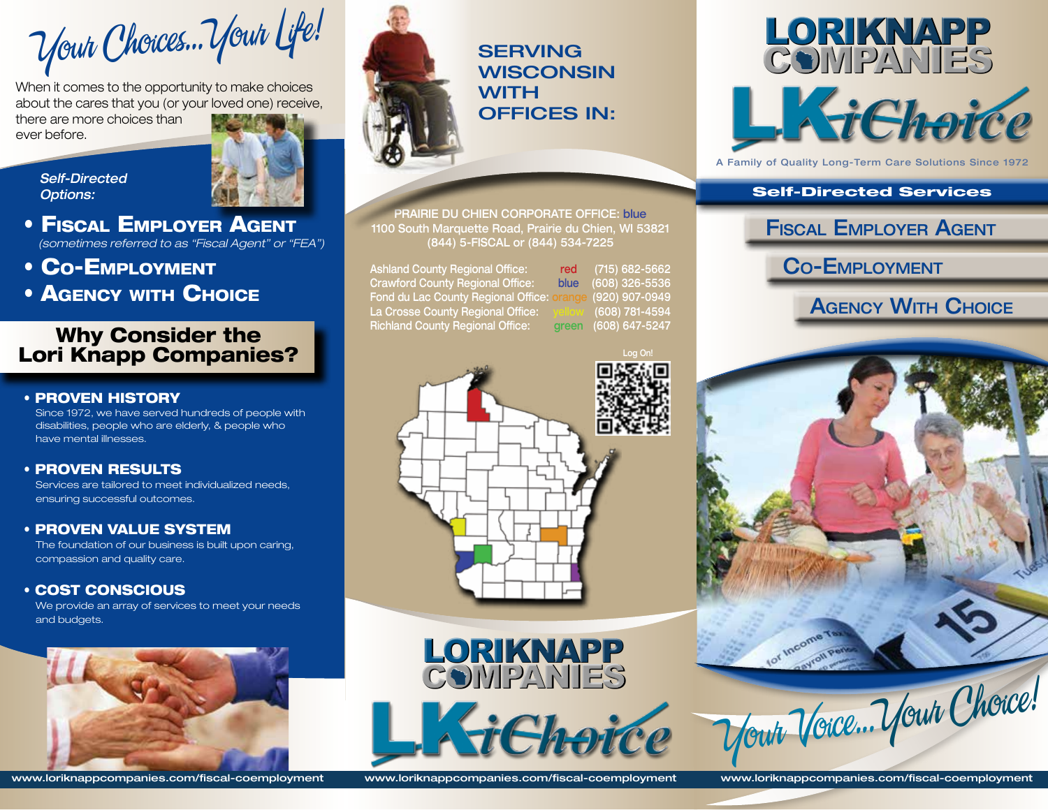# Your Choices...Your Life!

When it comes to the opportunity to make choices about the cares that you (or your loved one) receive, there are more choices than ever before.

*Self-Directed Options:*

- **Fiscal Employer Agent**
  *(sometimes referred to as "Fiscal Agent" or "FEA")*
- **Co-Employment**
- **Agency with Choice**

## Why Consider the Lori Knapp Companies?

- **PROVEN HISTORY**
  Since 1972, we have served hundreds of people with disabilities, people who are elderly, & people who have mental illnesses.
- **PROVEN RESULTS**
  Services are tailored to meet individualized needs, ensuring successful outcomes.
- **PROVEN VALUE SYSTEM**
  The foundation of our business is built upon caring, compassion and quality care.
- **COST CONSCIOUS**
  We provide an array of services to meet your needs and budgets.

www.loriknappcompanies.com/fiscal-coemployment

## SERVING WISCONSIN WITH OFFICES IN:

PRAIRIE DU CHIEN CORPORATE OFFICE: blue
1100 South Marquette Road, Prairie du Chien, WI 53821
(844) 5-FISCAL or (844) 534-7225

| Office | Color | Phone |
|---|---|---|
| Ashland County Regional Office: | red | (715) 682-5662 |
| Crawford County Regional Office: | blue | (608) 326-5536 |
| Fond du Lac County Regional Office: | orange | (920) 907-0949 |
| La Crosse County Regional Office: | yellow | (608) 781-4594 |
| Richland County Regional Office: | green | (608) 647-5247 |

Log On!

LORIKNAPP COMPANIES

LKiChoice

www.loriknappcompanies.com/fiscal-coemployment

# LORIKNAPP COMPANIES

# LKiChoice

A Family of Quality Long-Term Care Solutions Since 1972

## Self-Directed Services

- Fiscal Employer Agent
- Co-Employment
- Agency With Choice

Your Voice...Your Choice!

www.loriknappcompanies.com/fiscal-coemployment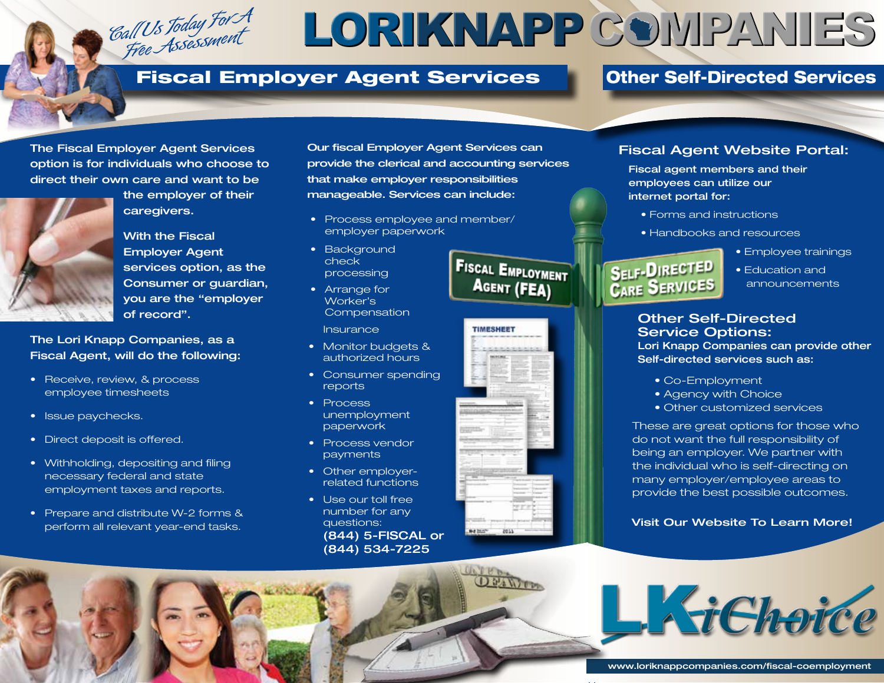*Call Us Today For A Free Assessment*

# LORIKNAPP COMPANIES

## Fiscal Employer Agent Services

**The Fiscal Employer Agent Services option is for individuals who choose to direct their own care and want to be the employer of their caregivers.**

**With the Fiscal Employer Agent services option, as the Consumer or guardian, you are the "employer of record".**

**The Lori Knapp Companies, as a Fiscal Agent, will do the following:**

- Receive, review, & process employee timesheets
- Issue paychecks.
- Direct deposit is offered.
- Withholding, depositing and filing necessary federal and state employment taxes and reports.
- Prepare and distribute W-2 forms & perform all relevant year-end tasks.

**Our fiscal Employer Agent Services can provide the clerical and accounting services that make employer responsibilities manageable. Services can include:**

- Process employee and member/employer paperwork
- Background check processing
- Arrange for Worker's Compensation Insurance
- Monitor budgets & authorized hours
- Consumer spending reports
- Process unemployment paperwork
- Process vendor payments
- Other employer-related functions
- Use our toll free number for any questions: **(844) 5-FISCAL or (844) 534-7225**

FISCAL EMPLOYMENT AGENT (FEA)

SELF-DIRECTED CARE SERVICES

TIMESHEET

## Other Self-Directed Services

### Fiscal Agent Website Portal:

**Fiscal agent members and their employees can utilize our internet portal for:**

- Forms and instructions
- Handbooks and resources
- Employee trainings
- Education and announcements

### Other Self-Directed Service Options:

**Lori Knapp Companies can provide other Self-directed services such as:**

- Co-Employment
- Agency with Choice
- Other customized services

These are great options for those who do not want the full responsibility of being an employer. We partner with the individual who is self-directing on many employer/employee areas to provide the best possible outcomes.

**Visit Our Website To Learn More!**

LKiChoice

www.loriknappcompanies.com/fiscal-coemployment